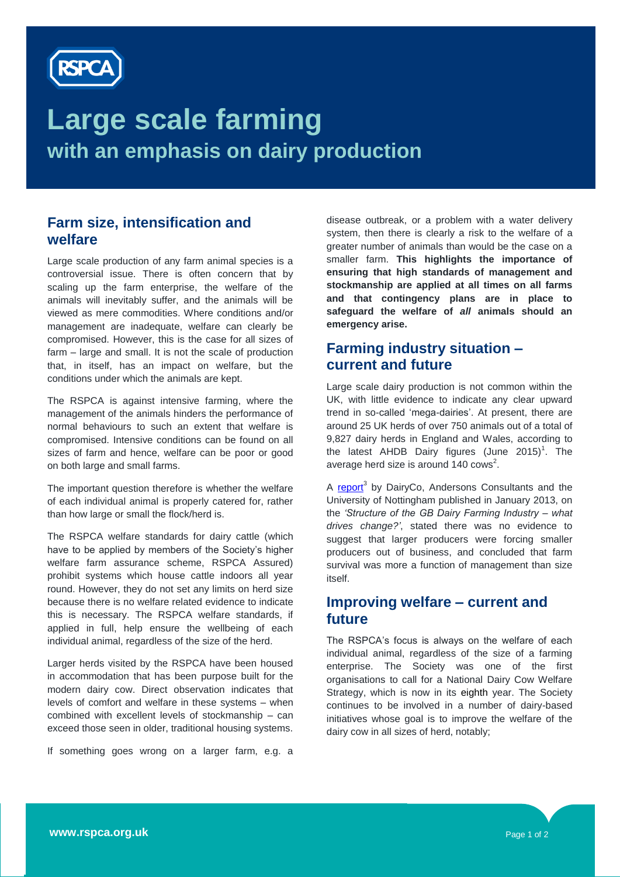RSPCA

# Large scale farming

## with an emphasis on dairy production

### Farm size, intensification and welfare

Large scale production of any farm animal species is a controversial issue. There is often concern that by scaling up the farm enterprise, the welfare of the animals will inevitably suffer, and the animals will be viewed as mere commodities. Where conditions and/or management are inadequate, welfare can clearly be compromised. However, this is the case for all sizes of farm – large and small. It is not the scale of production that, in itself, has an impact on welfare, but the conditions under which the animals are kept.

The RSPCA is against intensive farming, where the management of the animals hinders the performance of normal behaviours to such an extent that welfare is compromised. Intensive conditions can be found on all sizes of farm and hence, welfare can be poor or good on both large and small farms.

The important question therefore is whether the welfare of each individual animal is properly catered for, rather than how large or small the flock/herd is.

The RSPCA welfare standards for dairy cattle (which have to be applied by members of the Society's higher welfare farm assurance scheme, RSPCA Assured) prohibit systems which house cattle indoors all year round. However, they do not set any limits on herd size because there is no welfare related evidence to indicate this is necessary. The RSPCA welfare standards, if applied in full, help ensure the wellbeing of each individual animal, regardless of the size of the herd.

Larger herds visited by the RSPCA have been housed in accommodation that has been purpose built for the modern dairy cow. Direct observation indicates that levels of comfort and welfare in these systems – when combined with excellent levels of stockmanship – can exceed those seen in older, traditional housing systems.

If something goes wrong on a larger farm, e.g. a disease outbreak, or a problem with a water delivery system, then there is clearly a risk to the welfare of a greater number of animals than would be the case on a smaller farm. **This highlights the importance of ensuring that high standards of management and stockmanship are applied at all times on all farms and that contingency plans are in place to safeguard the welfare of *all* animals should an emergency arise.**

### Farming industry situation – current and future

Large scale dairy production is not common within the UK, with little evidence to indicate any clear upward trend in so-called 'mega-dairies'. At present, there are around 25 UK herds of over 750 animals out of a total of 9,827 dairy herds in England and Wales, according to the latest AHDB Dairy figures (June 2015)[1]. The average herd size is around 140 cows[2].

A report[3] by DairyCo, Andersons Consultants and the University of Nottingham published in January 2013, on the *'Structure of the GB Dairy Farming Industry – what drives change?'*, stated there was no evidence to suggest that larger producers were forcing smaller producers out of business, and concluded that farm survival was more a function of management than size itself.

### Improving welfare – current and future

The RSPCA's focus is always on the welfare of each individual animal, regardless of the size of a farming enterprise. The Society was one of the first organisations to call for a National Dairy Cow Welfare Strategy, which is now in its eighth year. The Society continues to be involved in a number of dairy-based initiatives whose goal is to improve the welfare of the dairy cow in all sizes of herd, notably;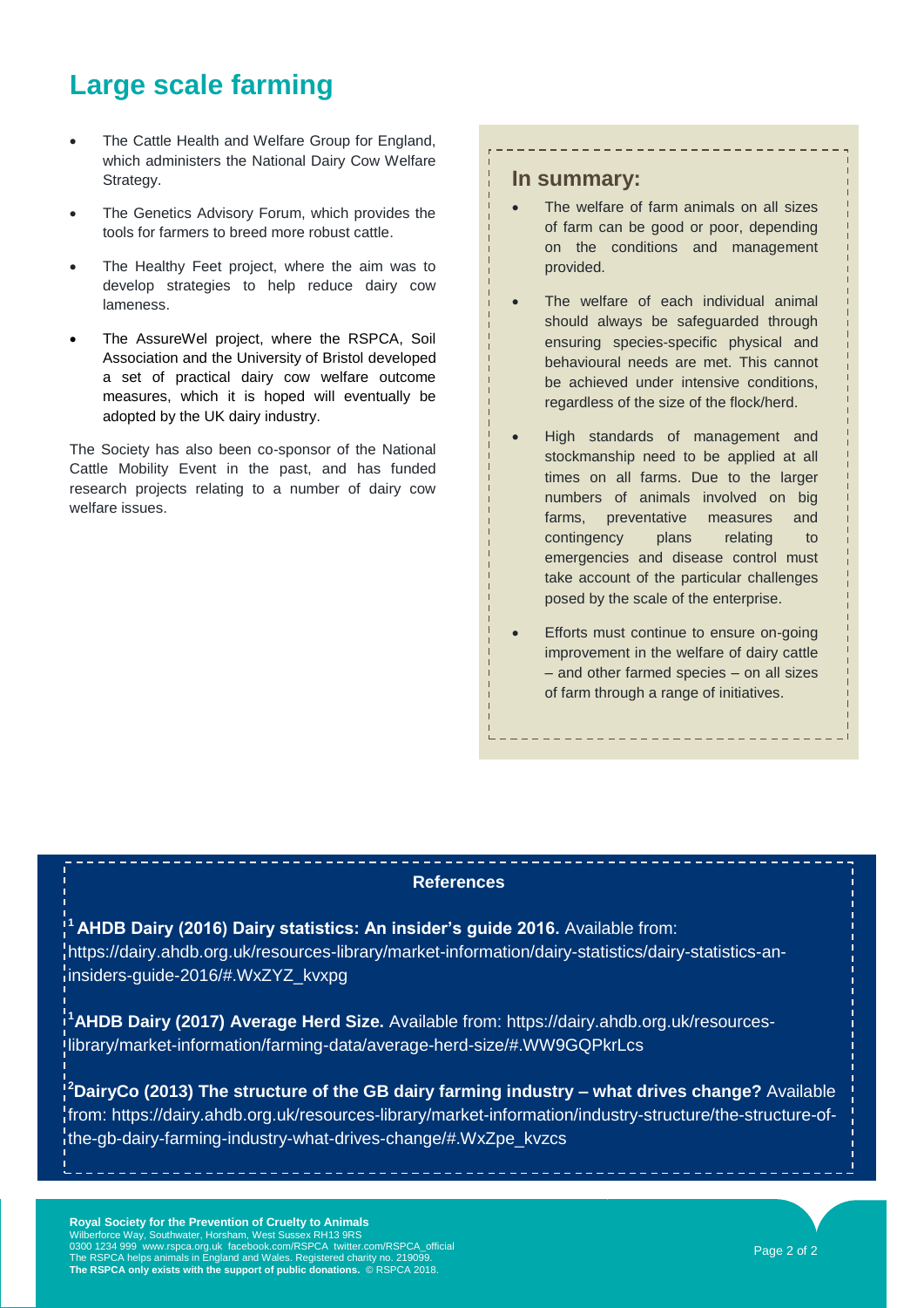# Large scale farming

- The Cattle Health and Welfare Group for England, which administers the National Dairy Cow Welfare Strategy.
- The Genetics Advisory Forum, which provides the tools for farmers to breed more robust cattle.
- The Healthy Feet project, where the aim was to develop strategies to help reduce dairy cow lameness.
- The AssureWel project, where the RSPCA, Soil Association and the University of Bristol developed a set of practical dairy cow welfare outcome measures, which it is hoped will eventually be adopted by the UK dairy industry.

The Society has also been co-sponsor of the National Cattle Mobility Event in the past, and has funded research projects relating to a number of dairy cow welfare issues.

## In summary:

- The welfare of farm animals on all sizes of farm can be good or poor, depending on the conditions and management provided.
- The welfare of each individual animal should always be safeguarded through ensuring species-specific physical and behavioural needs are met. This cannot be achieved under intensive conditions, regardless of the size of the flock/herd.
- High standards of management and stockmanship need to be applied at all times on all farms. Due to the larger numbers of animals involved on big farms, preventative measures and contingency plans relating to emergencies and disease control must take account of the particular challenges posed by the scale of the enterprise.
- Efforts must continue to ensure on-going improvement in the welfare of dairy cattle – and other farmed species – on all sizes of farm through a range of initiatives.

## References

[1] **AHDB Dairy (2016) Dairy statistics: An insider's guide 2016.** Available from: https://dairy.ahdb.org.uk/resources-library/market-information/dairy-statistics/dairy-statistics-an-insiders-guide-2016/#.WxZYZ_kvxpg

[1] **AHDB Dairy (2017) Average Herd Size.** Available from: https://dairy.ahdb.org.uk/resources-library/market-information/farming-data/average-herd-size/#.WW9GQPkrLcs

[2] **DairyCo (2013) The structure of the GB dairy farming industry – what drives change?** Available from: https://dairy.ahdb.org.uk/resources-library/market-information/industry-structure/the-structure-of-the-gb-dairy-farming-industry-what-drives-change/#.WxZpe_kvzcs

**Royal Society for the Prevention of Cruelty to Animals**
Wilberforce Way, Southwater, Horsham, West Sussex RH13 9RS
0300 1234 999 www.rspca.org.uk facebook.com/RSPCA twitter.com/RSPCA_official
The RSPCA helps animals in England and Wales. Registered charity no. 219099.
**The RSPCA only exists with the support of public donations.** © RSPCA 2018.